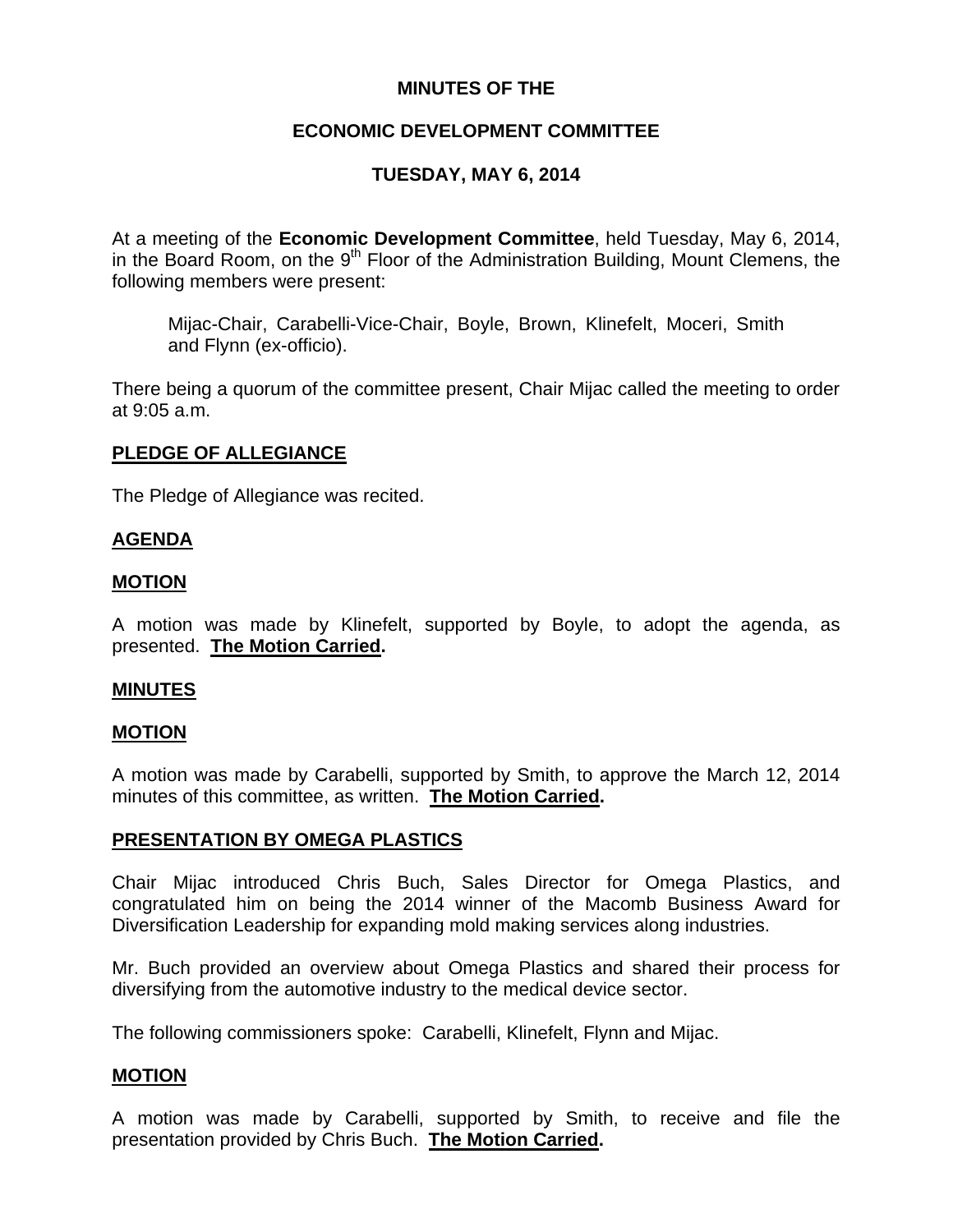# MINUTES OF THE

# ECONOMIC DEVELOPMENT COMMITTEE

# TUESDAY, MAY 6, 2014

At a meeting of the **Economic Development Committee**, held Tuesday, May 6, 2014, in the Board Room, on the 9th Floor of the Administration Building, Mount Clemens, the following members were present:

> Mijac-Chair, Carabelli-Vice-Chair, Boyle, Brown, Klinefelt, Moceri, Smith and Flynn (ex-officio).

There being a quorum of the committee present, Chair Mijac called the meeting to order at 9:05 a.m.

## PLEDGE OF ALLEGIANCE

The Pledge of Allegiance was recited.

## AGENDA

## MOTION

A motion was made by Klinefelt, supported by Boyle, to adopt the agenda, as presented. **The Motion Carried.**

## MINUTES

## MOTION

A motion was made by Carabelli, supported by Smith, to approve the March 12, 2014 minutes of this committee, as written. **The Motion Carried.**

## PRESENTATION BY OMEGA PLASTICS

Chair Mijac introduced Chris Buch, Sales Director for Omega Plastics, and congratulated him on being the 2014 winner of the Macomb Business Award for Diversification Leadership for expanding mold making services along industries.

Mr. Buch provided an overview about Omega Plastics and shared their process for diversifying from the automotive industry to the medical device sector.

The following commissioners spoke: Carabelli, Klinefelt, Flynn and Mijac.

## MOTION

A motion was made by Carabelli, supported by Smith, to receive and file the presentation provided by Chris Buch. **The Motion Carried.**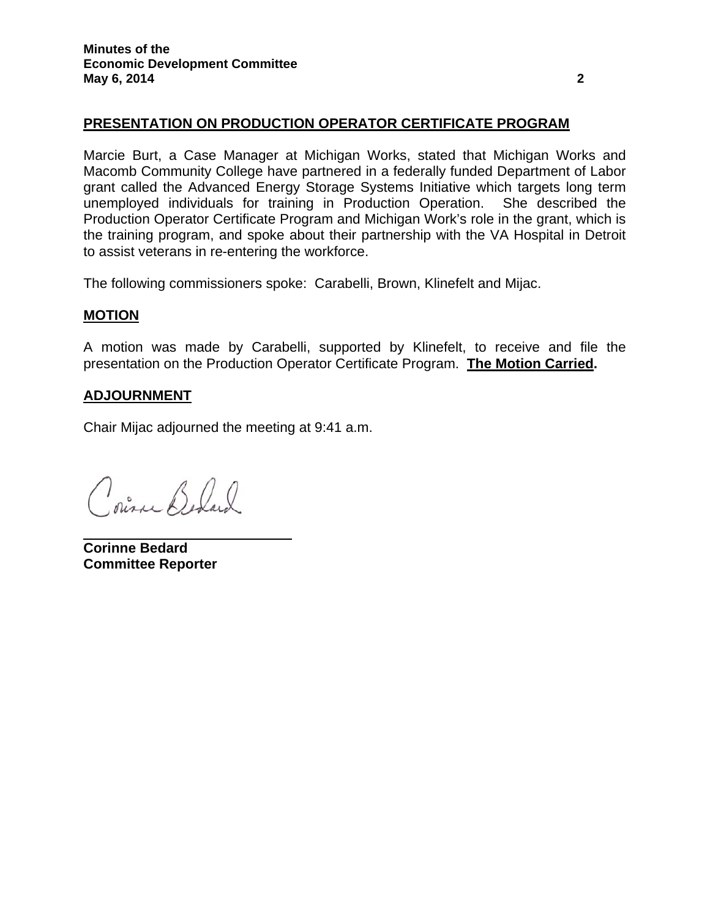## PRESENTATION ON PRODUCTION OPERATOR CERTIFICATE PROGRAM

Marcie Burt, a Case Manager at Michigan Works, stated that Michigan Works and Macomb Community College have partnered in a federally funded Department of Labor grant called the Advanced Energy Storage Systems Initiative which targets long term unemployed individuals for training in Production Operation. She described the Production Operator Certificate Program and Michigan Work's role in the grant, which is the training program, and spoke about their partnership with the VA Hospital in Detroit to assist veterans in re-entering the workforce.

The following commissioners spoke: Carabelli, Brown, Klinefelt and Mijac.

## MOTION

A motion was made by Carabelli, supported by Klinefelt, to receive and file the presentation on the Production Operator Certificate Program. **The Motion Carried.**

## ADJOURNMENT

Chair Mijac adjourned the meeting at 9:41 a.m.

**Corinne Bedard**
**Committee Reporter**